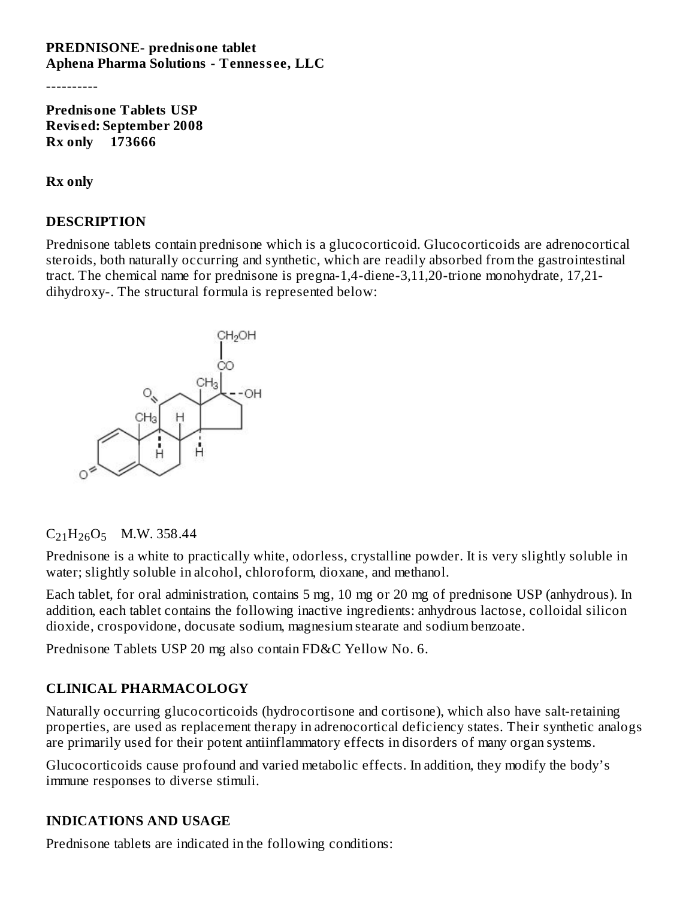**PREDNISONE- prednisone tablet**
**Aphena Pharma Solutions - Tennessee, LLC**

----------

**Prednisone Tablets USP**
**Revised: September 2008**
**Rx only 173666**

**Rx only**

## DESCRIPTION

Prednisone tablets contain prednisone which is a glucocorticoid. Glucocorticoids are adrenocortical steroids, both naturally occurring and synthetic, which are readily absorbed from the gastrointestinal tract. The chemical name for prednisone is pregna-1,4-diene-3,11,20-trione monohydrate, 17,21-dihydroxy-. The structural formula is represented below:

$C_{21}H_{26}O_5$ M.W. 358.44

Prednisone is a white to practically white, odorless, crystalline powder. It is very slightly soluble in water; slightly soluble in alcohol, chloroform, dioxane, and methanol.

Each tablet, for oral administration, contains 5 mg, 10 mg or 20 mg of prednisone USP (anhydrous). In addition, each tablet contains the following inactive ingredients: anhydrous lactose, colloidal silicon dioxide, crospovidone, docusate sodium, magnesium stearate and sodium benzoate.

Prednisone Tablets USP 20 mg also contain FD&C Yellow No. 6.

## CLINICAL PHARMACOLOGY

Naturally occurring glucocorticoids (hydrocortisone and cortisone), which also have salt-retaining properties, are used as replacement therapy in adrenocortical deficiency states. Their synthetic analogs are primarily used for their potent antiinflammatory effects in disorders of many organ systems.

Glucocorticoids cause profound and varied metabolic effects. In addition, they modify the body's immune responses to diverse stimuli.

## INDICATIONS AND USAGE

Prednisone tablets are indicated in the following conditions: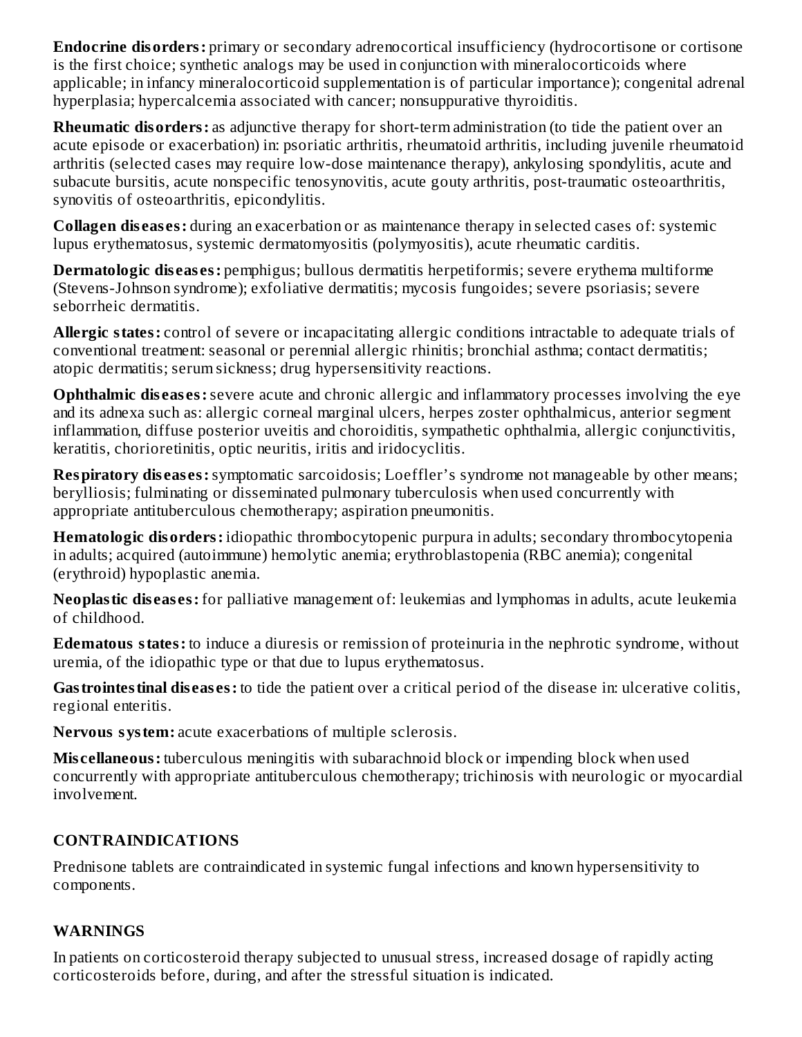**Endocrine disorders:** primary or secondary adrenocortical insufficiency (hydrocortisone or cortisone is the first choice; synthetic analogs may be used in conjunction with mineralocorticoids where applicable; in infancy mineralocorticoid supplementation is of particular importance); congenital adrenal hyperplasia; hypercalcemia associated with cancer; nonsuppurative thyroiditis.

**Rheumatic disorders:** as adjunctive therapy for short-term administration (to tide the patient over an acute episode or exacerbation) in: psoriatic arthritis, rheumatoid arthritis, including juvenile rheumatoid arthritis (selected cases may require low-dose maintenance therapy), ankylosing spondylitis, acute and subacute bursitis, acute nonspecific tenosynovitis, acute gouty arthritis, post-traumatic osteoarthritis, synovitis of osteoarthritis, epicondylitis.

**Collagen diseases:** during an exacerbation or as maintenance therapy in selected cases of: systemic lupus erythematosus, systemic dermatomyositis (polymyositis), acute rheumatic carditis.

**Dermatologic diseases:** pemphigus; bullous dermatitis herpetiformis; severe erythema multiforme (Stevens-Johnson syndrome); exfoliative dermatitis; mycosis fungoides; severe psoriasis; severe seborrheic dermatitis.

**Allergic states:** control of severe or incapacitating allergic conditions intractable to adequate trials of conventional treatment: seasonal or perennial allergic rhinitis; bronchial asthma; contact dermatitis; atopic dermatitis; serum sickness; drug hypersensitivity reactions.

**Ophthalmic diseases:** severe acute and chronic allergic and inflammatory processes involving the eye and its adnexa such as: allergic corneal marginal ulcers, herpes zoster ophthalmicus, anterior segment inflammation, diffuse posterior uveitis and choroiditis, sympathetic ophthalmia, allergic conjunctivitis, keratitis, chorioretinitis, optic neuritis, iritis and iridocyclitis.

**Respiratory diseases:** symptomatic sarcoidosis; Loeffler's syndrome not manageable by other means; berylliosis; fulminating or disseminated pulmonary tuberculosis when used concurrently with appropriate antituberculous chemotherapy; aspiration pneumonitis.

**Hematologic disorders:** idiopathic thrombocytopenic purpura in adults; secondary thrombocytopenia in adults; acquired (autoimmune) hemolytic anemia; erythroblastopenia (RBC anemia); congenital (erythroid) hypoplastic anemia.

**Neoplastic diseases:** for palliative management of: leukemias and lymphomas in adults, acute leukemia of childhood.

**Edematous states:** to induce a diuresis or remission of proteinuria in the nephrotic syndrome, without uremia, of the idiopathic type or that due to lupus erythematosus.

**Gastrointestinal diseases:** to tide the patient over a critical period of the disease in: ulcerative colitis, regional enteritis.

**Nervous system:** acute exacerbations of multiple sclerosis.

**Miscellaneous:** tuberculous meningitis with subarachnoid block or impending block when used concurrently with appropriate antituberculous chemotherapy; trichinosis with neurologic or myocardial involvement.

## CONTRAINDICATIONS

Prednisone tablets are contraindicated in systemic fungal infections and known hypersensitivity to components.

## WARNINGS

In patients on corticosteroid therapy subjected to unusual stress, increased dosage of rapidly acting corticosteroids before, during, and after the stressful situation is indicated.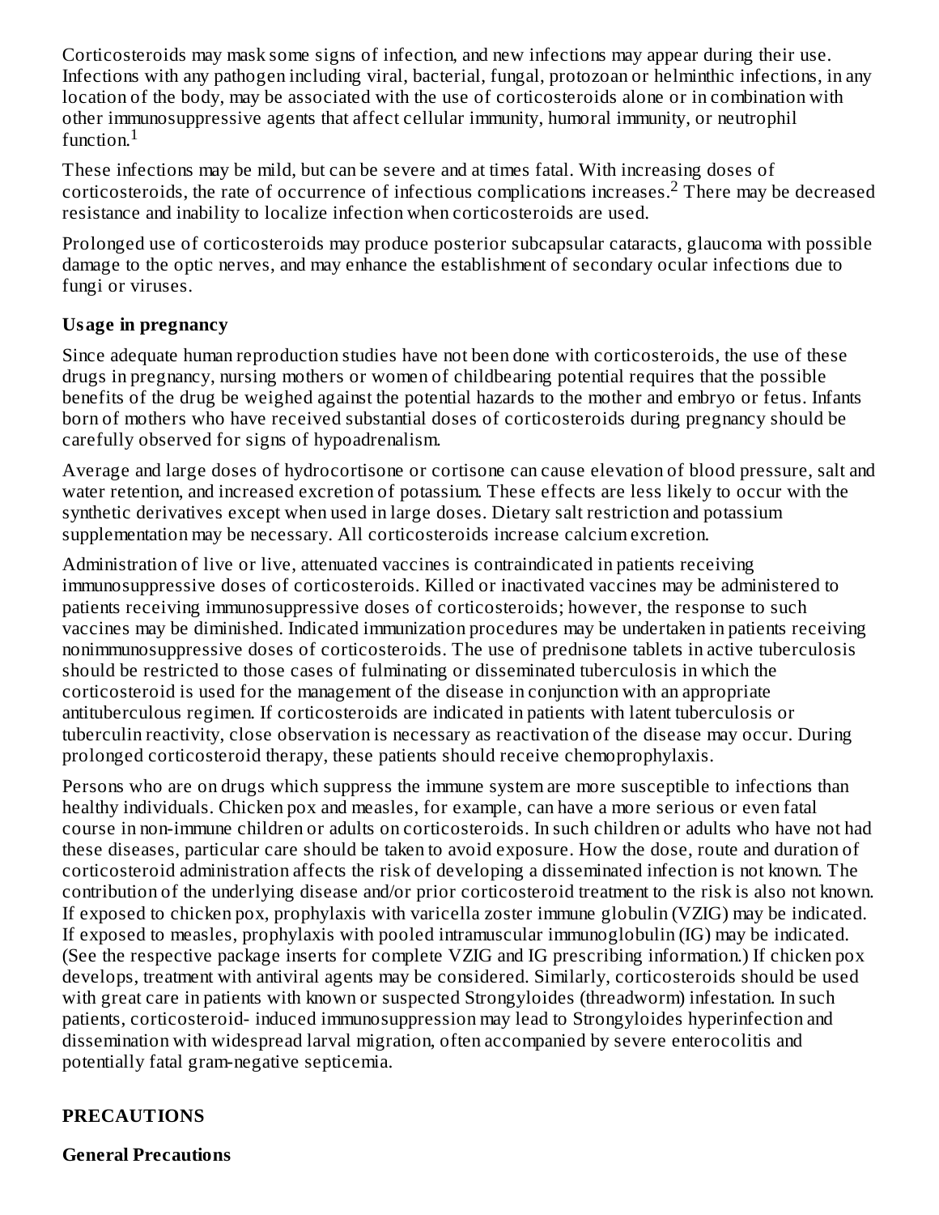Corticosteroids may mask some signs of infection, and new infections may appear during their use. Infections with any pathogen including viral, bacterial, fungal, protozoan or helminthic infections, in any location of the body, may be associated with the use of corticosteroids alone or in combination with other immunosuppressive agents that affect cellular immunity, humoral immunity, or neutrophil function.[1]

These infections may be mild, but can be severe and at times fatal. With increasing doses of corticosteroids, the rate of occurrence of infectious complications increases.[2] There may be decreased resistance and inability to localize infection when corticosteroids are used.

Prolonged use of corticosteroids may produce posterior subcapsular cataracts, glaucoma with possible damage to the optic nerves, and may enhance the establishment of secondary ocular infections due to fungi or viruses.

**Usage in pregnancy**

Since adequate human reproduction studies have not been done with corticosteroids, the use of these drugs in pregnancy, nursing mothers or women of childbearing potential requires that the possible benefits of the drug be weighed against the potential hazards to the mother and embryo or fetus. Infants born of mothers who have received substantial doses of corticosteroids during pregnancy should be carefully observed for signs of hypoadrenalism.

Average and large doses of hydrocortisone or cortisone can cause elevation of blood pressure, salt and water retention, and increased excretion of potassium. These effects are less likely to occur with the synthetic derivatives except when used in large doses. Dietary salt restriction and potassium supplementation may be necessary. All corticosteroids increase calcium excretion.

Administration of live or live, attenuated vaccines is contraindicated in patients receiving immunosuppressive doses of corticosteroids. Killed or inactivated vaccines may be administered to patients receiving immunosuppressive doses of corticosteroids; however, the response to such vaccines may be diminished. Indicated immunization procedures may be undertaken in patients receiving nonimmunosuppressive doses of corticosteroids. The use of prednisone tablets in active tuberculosis should be restricted to those cases of fulminating or disseminated tuberculosis in which the corticosteroid is used for the management of the disease in conjunction with an appropriate antituberculous regimen. If corticosteroids are indicated in patients with latent tuberculosis or tuberculin reactivity, close observation is necessary as reactivation of the disease may occur. During prolonged corticosteroid therapy, these patients should receive chemoprophylaxis.

Persons who are on drugs which suppress the immune system are more susceptible to infections than healthy individuals. Chicken pox and measles, for example, can have a more serious or even fatal course in non-immune children or adults on corticosteroids. In such children or adults who have not had these diseases, particular care should be taken to avoid exposure. How the dose, route and duration of corticosteroid administration affects the risk of developing a disseminated infection is not known. The contribution of the underlying disease and/or prior corticosteroid treatment to the risk is also not known. If exposed to chicken pox, prophylaxis with varicella zoster immune globulin (VZIG) may be indicated. If exposed to measles, prophylaxis with pooled intramuscular immunoglobulin (IG) may be indicated. (See the respective package inserts for complete VZIG and IG prescribing information.) If chicken pox develops, treatment with antiviral agents may be considered. Similarly, corticosteroids should be used with great care in patients with known or suspected Strongyloides (threadworm) infestation. In such patients, corticosteroid- induced immunosuppression may lead to Strongyloides hyperinfection and dissemination with widespread larval migration, often accompanied by severe enterocolitis and potentially fatal gram-negative septicemia.

## PRECAUTIONS

### General Precautions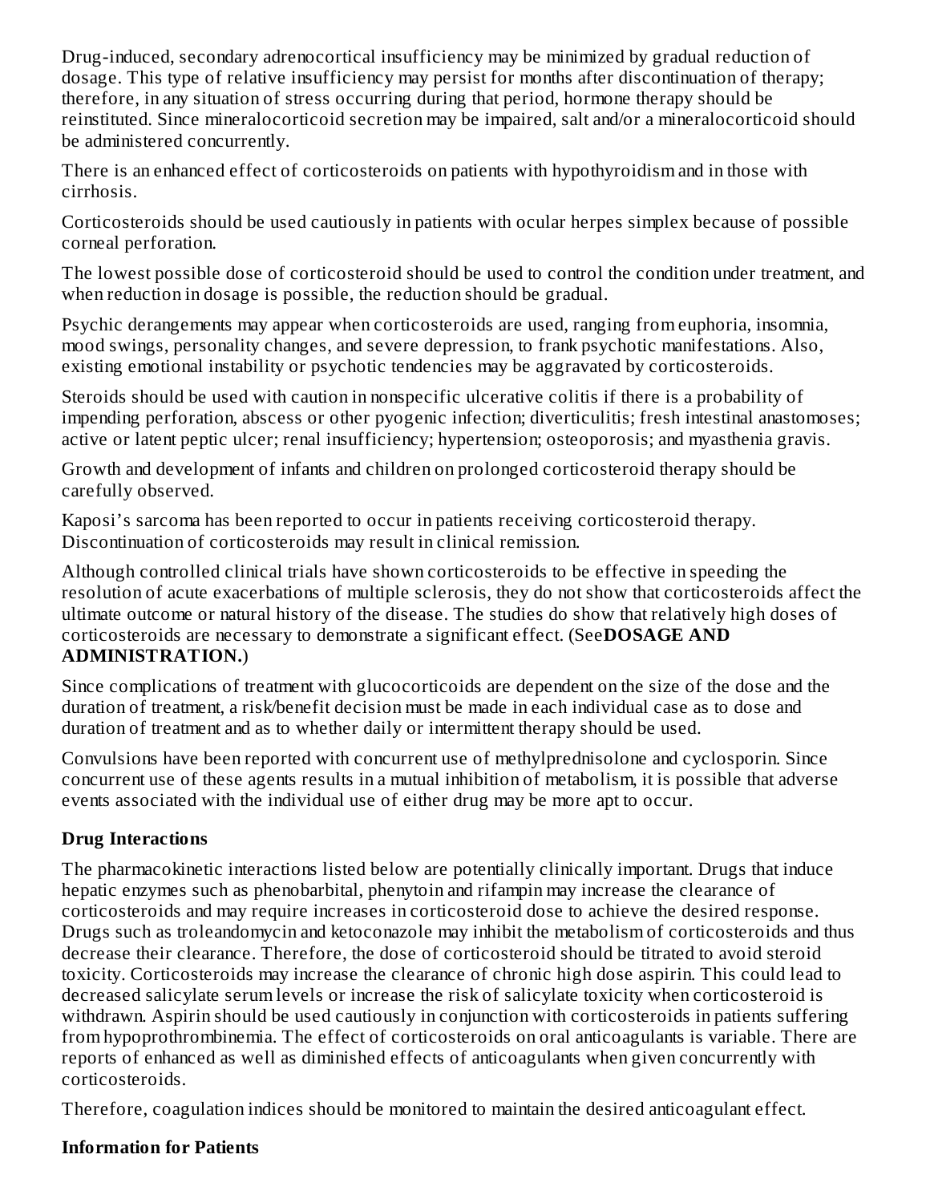Drug-induced, secondary adrenocortical insufficiency may be minimized by gradual reduction of dosage. This type of relative insufficiency may persist for months after discontinuation of therapy; therefore, in any situation of stress occurring during that period, hormone therapy should be reinstituted. Since mineralocorticoid secretion may be impaired, salt and/or a mineralocorticoid should be administered concurrently.

There is an enhanced effect of corticosteroids on patients with hypothyroidism and in those with cirrhosis.

Corticosteroids should be used cautiously in patients with ocular herpes simplex because of possible corneal perforation.

The lowest possible dose of corticosteroid should be used to control the condition under treatment, and when reduction in dosage is possible, the reduction should be gradual.

Psychic derangements may appear when corticosteroids are used, ranging from euphoria, insomnia, mood swings, personality changes, and severe depression, to frank psychotic manifestations. Also, existing emotional instability or psychotic tendencies may be aggravated by corticosteroids.

Steroids should be used with caution in nonspecific ulcerative colitis if there is a probability of impending perforation, abscess or other pyogenic infection; diverticulitis; fresh intestinal anastomoses; active or latent peptic ulcer; renal insufficiency; hypertension; osteoporosis; and myasthenia gravis.

Growth and development of infants and children on prolonged corticosteroid therapy should be carefully observed.

Kaposi's sarcoma has been reported to occur in patients receiving corticosteroid therapy. Discontinuation of corticosteroids may result in clinical remission.

Although controlled clinical trials have shown corticosteroids to be effective in speeding the resolution of acute exacerbations of multiple sclerosis, they do not show that corticosteroids affect the ultimate outcome or natural history of the disease. The studies do show that relatively high doses of corticosteroids are necessary to demonstrate a significant effect. (See **DOSAGE AND ADMINISTRATION.**)

Since complications of treatment with glucocorticoids are dependent on the size of the dose and the duration of treatment, a risk/benefit decision must be made in each individual case as to dose and duration of treatment and as to whether daily or intermittent therapy should be used.

Convulsions have been reported with concurrent use of methylprednisolone and cyclosporin. Since concurrent use of these agents results in a mutual inhibition of metabolism, it is possible that adverse events associated with the individual use of either drug may be more apt to occur.

**Drug Interactions**

The pharmacokinetic interactions listed below are potentially clinically important. Drugs that induce hepatic enzymes such as phenobarbital, phenytoin and rifampin may increase the clearance of corticosteroids and may require increases in corticosteroid dose to achieve the desired response. Drugs such as troleandomycin and ketoconazole may inhibit the metabolism of corticosteroids and thus decrease their clearance. Therefore, the dose of corticosteroid should be titrated to avoid steroid toxicity. Corticosteroids may increase the clearance of chronic high dose aspirin. This could lead to decreased salicylate serum levels or increase the risk of salicylate toxicity when corticosteroid is withdrawn. Aspirin should be used cautiously in conjunction with corticosteroids in patients suffering from hypoprothrombinemia. The effect of corticosteroids on oral anticoagulants is variable. There are reports of enhanced as well as diminished effects of anticoagulants when given concurrently with corticosteroids.

Therefore, coagulation indices should be monitored to maintain the desired anticoagulant effect.

**Information for Patients**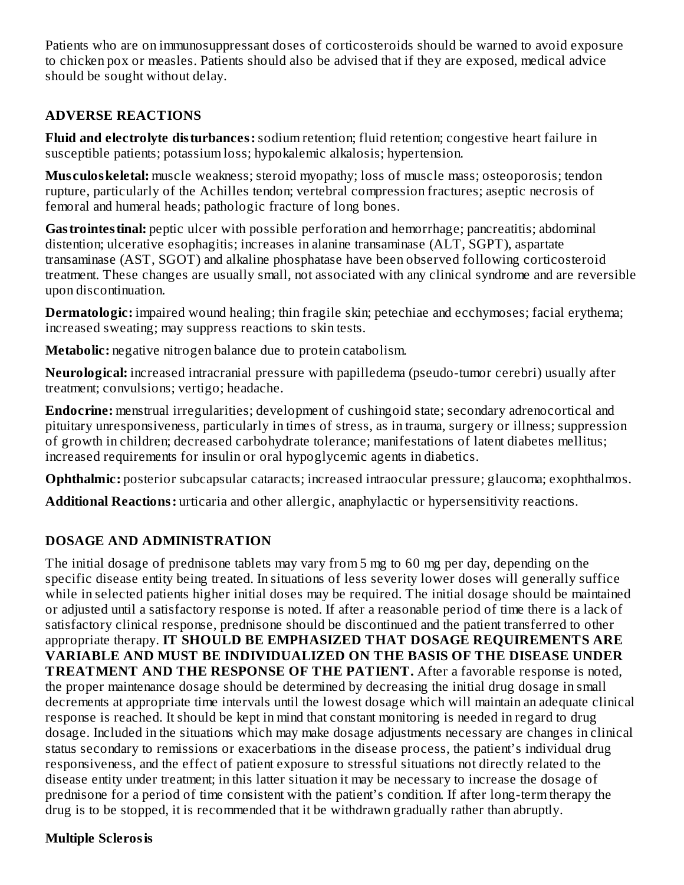Patients who are on immunosuppressant doses of corticosteroids should be warned to avoid exposure to chicken pox or measles. Patients should also be advised that if they are exposed, medical advice should be sought without delay.

## ADVERSE REACTIONS

**Fluid and electrolyte disturbances:** sodium retention; fluid retention; congestive heart failure in susceptible patients; potassium loss; hypokalemic alkalosis; hypertension.

**Musculoskeletal:** muscle weakness; steroid myopathy; loss of muscle mass; osteoporosis; tendon rupture, particularly of the Achilles tendon; vertebral compression fractures; aseptic necrosis of femoral and humeral heads; pathologic fracture of long bones.

**Gastrointestinal:** peptic ulcer with possible perforation and hemorrhage; pancreatitis; abdominal distention; ulcerative esophagitis; increases in alanine transaminase (ALT, SGPT), aspartate transaminase (AST, SGOT) and alkaline phosphatase have been observed following corticosteroid treatment. These changes are usually small, not associated with any clinical syndrome and are reversible upon discontinuation.

**Dermatologic:** impaired wound healing; thin fragile skin; petechiae and ecchymoses; facial erythema; increased sweating; may suppress reactions to skin tests.

**Metabolic:** negative nitrogen balance due to protein catabolism.

**Neurological:** increased intracranial pressure with papilledema (pseudo-tumor cerebri) usually after treatment; convulsions; vertigo; headache.

**Endocrine:** menstrual irregularities; development of cushingoid state; secondary adrenocortical and pituitary unresponsiveness, particularly in times of stress, as in trauma, surgery or illness; suppression of growth in children; decreased carbohydrate tolerance; manifestations of latent diabetes mellitus; increased requirements for insulin or oral hypoglycemic agents in diabetics.

**Ophthalmic:** posterior subcapsular cataracts; increased intraocular pressure; glaucoma; exophthalmos.

**Additional Reactions:** urticaria and other allergic, anaphylactic or hypersensitivity reactions.

## DOSAGE AND ADMINISTRATION

The initial dosage of prednisone tablets may vary from 5 mg to 60 mg per day, depending on the specific disease entity being treated. In situations of less severity lower doses will generally suffice while in selected patients higher initial doses may be required. The initial dosage should be maintained or adjusted until a satisfactory response is noted. If after a reasonable period of time there is a lack of satisfactory clinical response, prednisone should be discontinued and the patient transferred to other appropriate therapy. **IT SHOULD BE EMPHASIZED THAT DOSAGE REQUIREMENTS ARE VARIABLE AND MUST BE INDIVIDUALIZED ON THE BASIS OF THE DISEASE UNDER TREATMENT AND THE RESPONSE OF THE PATIENT.** After a favorable response is noted, the proper maintenance dosage should be determined by decreasing the initial drug dosage in small decrements at appropriate time intervals until the lowest dosage which will maintain an adequate clinical response is reached. It should be kept in mind that constant monitoring is needed in regard to drug dosage. Included in the situations which may make dosage adjustments necessary are changes in clinical status secondary to remissions or exacerbations in the disease process, the patient's individual drug responsiveness, and the effect of patient exposure to stressful situations not directly related to the disease entity under treatment; in this latter situation it may be necessary to increase the dosage of prednisone for a period of time consistent with the patient's condition. If after long-term therapy the drug is to be stopped, it is recommended that it be withdrawn gradually rather than abruptly.

### Multiple Sclerosis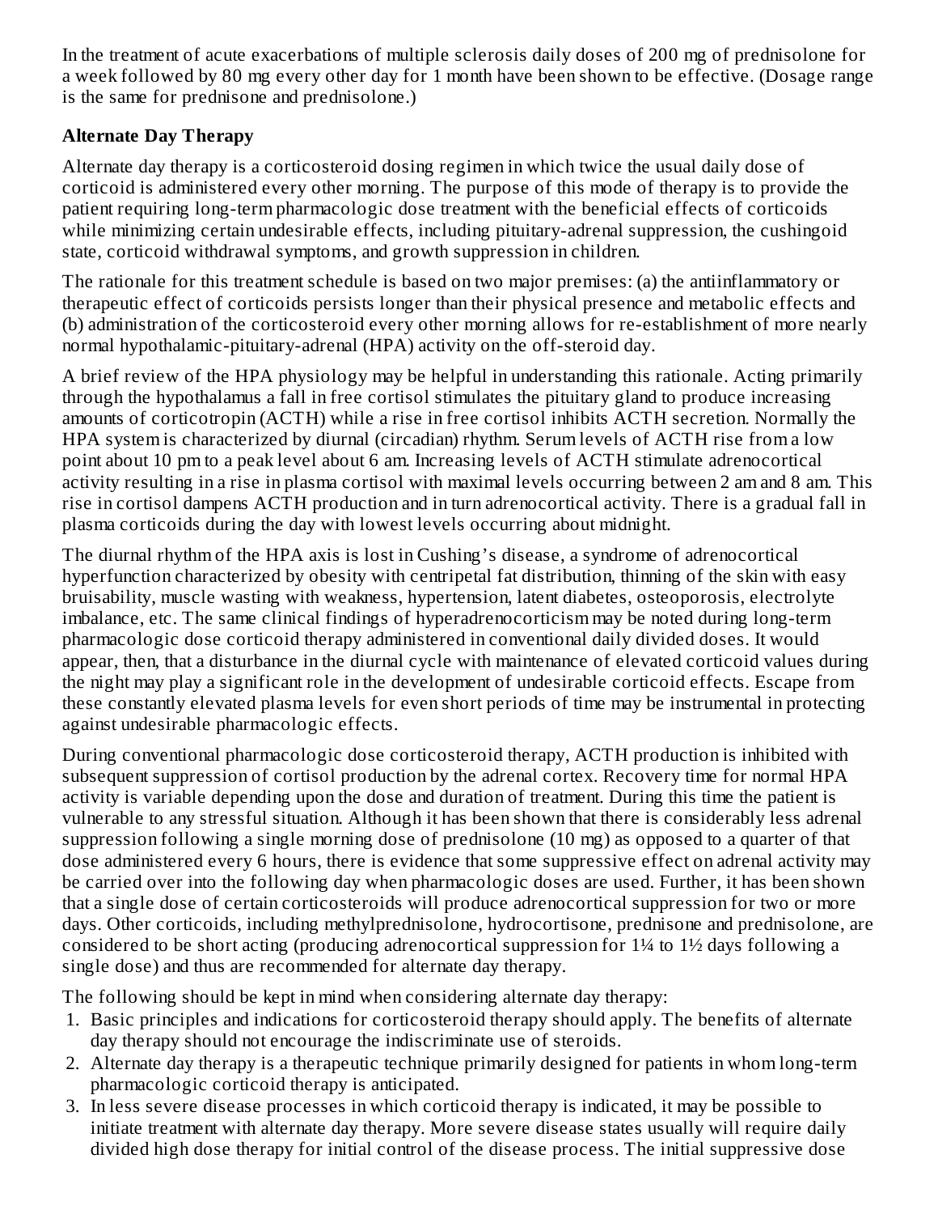In the treatment of acute exacerbations of multiple sclerosis daily doses of 200 mg of prednisolone for a week followed by 80 mg every other day for 1 month have been shown to be effective. (Dosage range is the same for prednisone and prednisolone.)

**Alternate Day Therapy**

Alternate day therapy is a corticosteroid dosing regimen in which twice the usual daily dose of corticoid is administered every other morning. The purpose of this mode of therapy is to provide the patient requiring long-term pharmacologic dose treatment with the beneficial effects of corticoids while minimizing certain undesirable effects, including pituitary-adrenal suppression, the cushingoid state, corticoid withdrawal symptoms, and growth suppression in children.

The rationale for this treatment schedule is based on two major premises: (a) the antiinflammatory or therapeutic effect of corticoids persists longer than their physical presence and metabolic effects and (b) administration of the corticosteroid every other morning allows for re-establishment of more nearly normal hypothalamic-pituitary-adrenal (HPA) activity on the off-steroid day.

A brief review of the HPA physiology may be helpful in understanding this rationale. Acting primarily through the hypothalamus a fall in free cortisol stimulates the pituitary gland to produce increasing amounts of corticotropin (ACTH) while a rise in free cortisol inhibits ACTH secretion. Normally the HPA system is characterized by diurnal (circadian) rhythm. Serum levels of ACTH rise from a low point about 10 pm to a peak level about 6 am. Increasing levels of ACTH stimulate adrenocortical activity resulting in a rise in plasma cortisol with maximal levels occurring between 2 am and 8 am. This rise in cortisol dampens ACTH production and in turn adrenocortical activity. There is a gradual fall in plasma corticoids during the day with lowest levels occurring about midnight.

The diurnal rhythm of the HPA axis is lost in Cushing's disease, a syndrome of adrenocortical hyperfunction characterized by obesity with centripetal fat distribution, thinning of the skin with easy bruisability, muscle wasting with weakness, hypertension, latent diabetes, osteoporosis, electrolyte imbalance, etc. The same clinical findings of hyperadrenocorticism may be noted during long-term pharmacologic dose corticoid therapy administered in conventional daily divided doses. It would appear, then, that a disturbance in the diurnal cycle with maintenance of elevated corticoid values during the night may play a significant role in the development of undesirable corticoid effects. Escape from these constantly elevated plasma levels for even short periods of time may be instrumental in protecting against undesirable pharmacologic effects.

During conventional pharmacologic dose corticosteroid therapy, ACTH production is inhibited with subsequent suppression of cortisol production by the adrenal cortex. Recovery time for normal HPA activity is variable depending upon the dose and duration of treatment. During this time the patient is vulnerable to any stressful situation. Although it has been shown that there is considerably less adrenal suppression following a single morning dose of prednisolone (10 mg) as opposed to a quarter of that dose administered every 6 hours, there is evidence that some suppressive effect on adrenal activity may be carried over into the following day when pharmacologic doses are used. Further, it has been shown that a single dose of certain corticosteroids will produce adrenocortical suppression for two or more days. Other corticoids, including methylprednisolone, hydrocortisone, prednisone and prednisolone, are considered to be short acting (producing adrenocortical suppression for 1¼ to 1½ days following a single dose) and thus are recommended for alternate day therapy.

The following should be kept in mind when considering alternate day therapy:

1. Basic principles and indications for corticosteroid therapy should apply. The benefits of alternate day therapy should not encourage the indiscriminate use of steroids.
2. Alternate day therapy is a therapeutic technique primarily designed for patients in whom long-term pharmacologic corticoid therapy is anticipated.
3. In less severe disease processes in which corticoid therapy is indicated, it may be possible to initiate treatment with alternate day therapy. More severe disease states usually will require daily divided high dose therapy for initial control of the disease process. The initial suppressive dose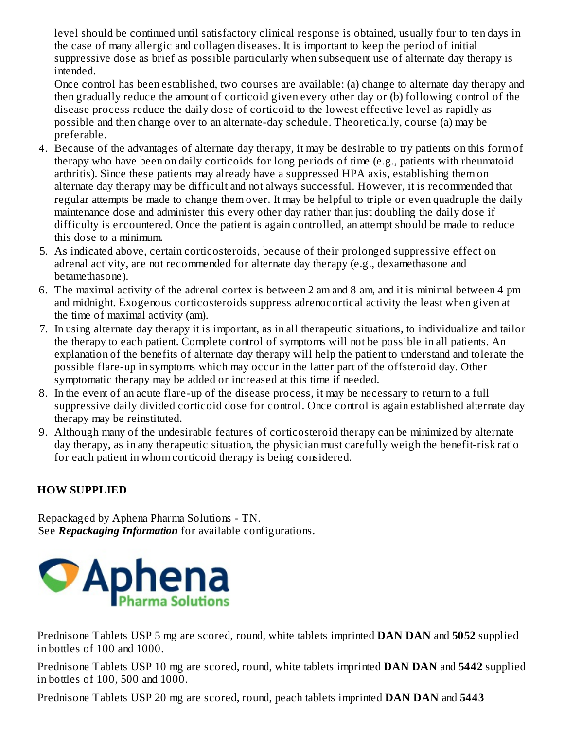level should be continued until satisfactory clinical response is obtained, usually four to ten days in the case of many allergic and collagen diseases. It is important to keep the period of initial suppressive dose as brief as possible particularly when subsequent use of alternate day therapy is intended.

Once control has been established, two courses are available: (a) change to alternate day therapy and then gradually reduce the amount of corticoid given every other day or (b) following control of the disease process reduce the daily dose of corticoid to the lowest effective level as rapidly as possible and then change over to an alternate-day schedule. Theoretically, course (a) may be preferable.

4. Because of the advantages of alternate day therapy, it may be desirable to try patients on this form of therapy who have been on daily corticoids for long periods of time (e.g., patients with rheumatoid arthritis). Since these patients may already have a suppressed HPA axis, establishing them on alternate day therapy may be difficult and not always successful. However, it is recommended that regular attempts be made to change them over. It may be helpful to triple or even quadruple the daily maintenance dose and administer this every other day rather than just doubling the daily dose if difficulty is encountered. Once the patient is again controlled, an attempt should be made to reduce this dose to a minimum.
5. As indicated above, certain corticosteroids, because of their prolonged suppressive effect on adrenal activity, are not recommended for alternate day therapy (e.g., dexamethasone and betamethasone).
6. The maximal activity of the adrenal cortex is between 2 am and 8 am, and it is minimal between 4 pm and midnight. Exogenous corticosteroids suppress adrenocortical activity the least when given at the time of maximal activity (am).
7. In using alternate day therapy it is important, as in all therapeutic situations, to individualize and tailor the therapy to each patient. Complete control of symptoms will not be possible in all patients. An explanation of the benefits of alternate day therapy will help the patient to understand and tolerate the possible flare-up in symptoms which may occur in the latter part of the offsteroid day. Other symptomatic therapy may be added or increased at this time if needed.
8. In the event of an acute flare-up of the disease process, it may be necessary to return to a full suppressive daily divided corticoid dose for control. Once control is again established alternate day therapy may be reinstituted.
9. Although many of the undesirable features of corticosteroid therapy can be minimized by alternate day therapy, as in any therapeutic situation, the physician must carefully weigh the benefit-risk ratio for each patient in whom corticoid therapy is being considered.

## HOW SUPPLIED

Repackaged by Aphena Pharma Solutions - TN.
See ***Repackaging Information*** for available configurations.

Aphena Pharma Solutions

Prednisone Tablets USP 5 mg are scored, round, white tablets imprinted **DAN DAN** and **5052** supplied in bottles of 100 and 1000.

Prednisone Tablets USP 10 mg are scored, round, white tablets imprinted **DAN DAN** and **5442** supplied in bottles of 100, 500 and 1000.

Prednisone Tablets USP 20 mg are scored, round, peach tablets imprinted **DAN DAN** and **5443**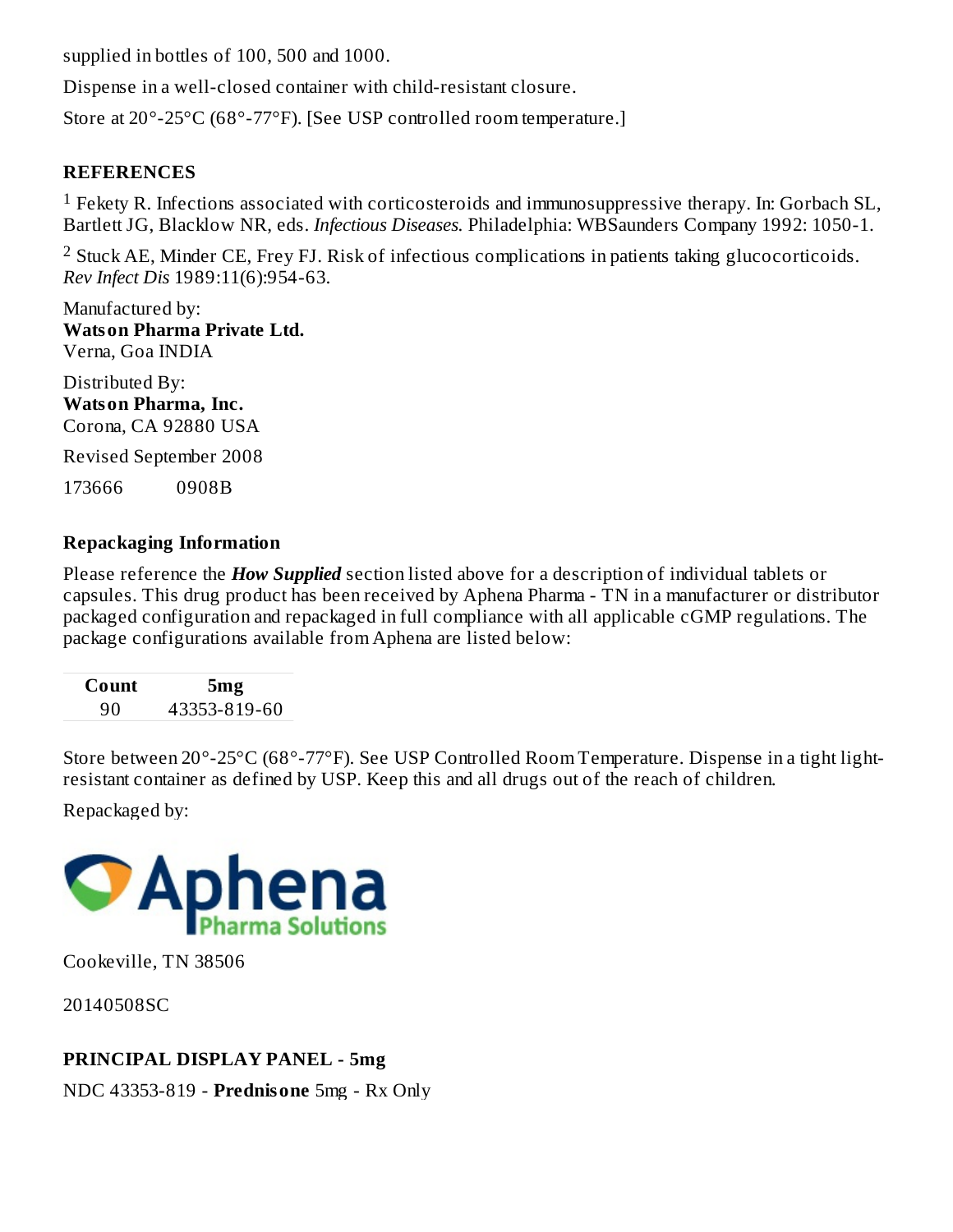supplied in bottles of 100, 500 and 1000.

Dispense in a well-closed container with child-resistant closure.

Store at 20°-25°C (68°-77°F). [See USP controlled room temperature.]

## REFERENCES

[1] Fekety R. Infections associated with corticosteroids and immunosuppressive therapy. In: Gorbach SL, Bartlett JG, Blacklow NR, eds. *Infectious Diseases.* Philadelphia: WBSaunders Company 1992: 1050-1.

[2] Stuck AE, Minder CE, Frey FJ. Risk of infectious complications in patients taking glucocorticoids. *Rev Infect Dis* 1989:11(6):954-63.

Manufactured by:
**Watson Pharma Private Ltd.**
Verna, Goa INDIA

Distributed By:
**Watson Pharma, Inc.**
Corona, CA 92880 USA

Revised September 2008

173666 0908B

## Repackaging Information

Please reference the ***How Supplied*** section listed above for a description of individual tablets or capsules. This drug product has been received by Aphena Pharma - TN in a manufacturer or distributor packaged configuration and repackaged in full compliance with all applicable cGMP regulations. The package configurations available from Aphena are listed below:

| Count | 5mg |
|---|---|
| 90 | 43353-819-60 |

Store between 20°-25°C (68°-77°F). See USP Controlled Room Temperature. Dispense in a tight light-resistant container as defined by USP. Keep this and all drugs out of the reach of children.

Repackaged by:

Aphena Pharma Solutions

Cookeville, TN 38506

20140508SC

## PRINCIPAL DISPLAY PANEL - 5mg

NDC 43353-819 - **Prednisone** 5mg - Rx Only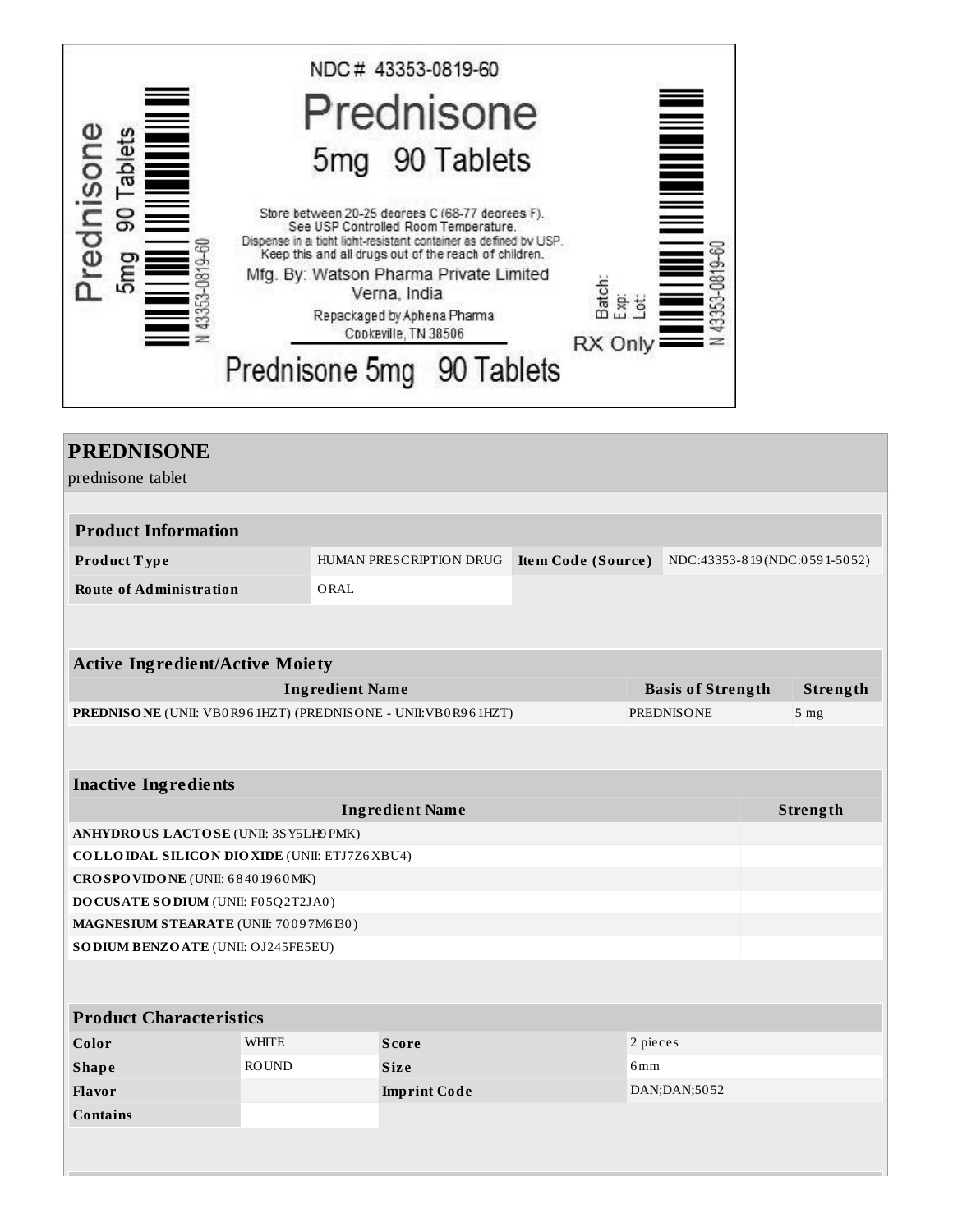NDC# 43353-0819-60

# Prednisone

5mg 90 Tablets

Store between 20-25 degrees C (68-77 degrees F).
See USP Controlled Room Temperature.
Dispense in a tight light-resistant container as defined by USP.
Keep this and all drugs out of the reach of children.

Mfg. By: Watson Pharma Private Limited
Verna, India

Repackaged by Aphena Pharma
Cookeville, TN 38506

Batch:
Exp:
Lot:

RX Only

Prednisone 5mg 90 Tablets

Prednisone 5mg 90 Tablets

N 43353-0819-60

N 43353-0819-60

## PREDNISONE

prednisone tablet

| Product Information | | | |
|---|---|---|---|
| **Product Type** | HUMAN PRESCRIPTION DRUG | **Item Code (Source)** | NDC:43353-819(NDC:0591-5052) |
| **Route of Administration** | ORAL | | |

| Active Ingredient/Active Moiety | | |
|---|---|---|
| **Ingredient Name** | **Basis of Strength** | **Strength** |
| **PREDNISONE** (UNII: VB0R961HZT) (PREDNISONE - UNII:VB0R961HZT) | PREDNISONE | 5 mg |

| Inactive Ingredients | |
|---|---|
| **Ingredient Name** | **Strength** |
| **ANHYDROUS LACTOSE** (UNII: 3SY5LH9PMK) | |
| **COLLOIDAL SILICON DIOXIDE** (UNII: ETJ7Z6XBU4) | |
| **CROSPOVIDONE** (UNII: 68401960MK) | |
| **DOCUSATE SODIUM** (UNII: F05Q2T2JA0) | |
| **MAGNESIUM STEARATE** (UNII: 70097M6I30) | |
| **SODIUM BENZOATE** (UNII: OJ245FE5EU) | |

| Product Characteristics | | | |
|---|---|---|---|
| **Color** | WHITE | **Score** | 2 pieces |
| **Shape** | ROUND | **Size** | 6mm |
| **Flavor** | | **Imprint Code** | DAN;DAN;5052 |
| **Contains** | | | |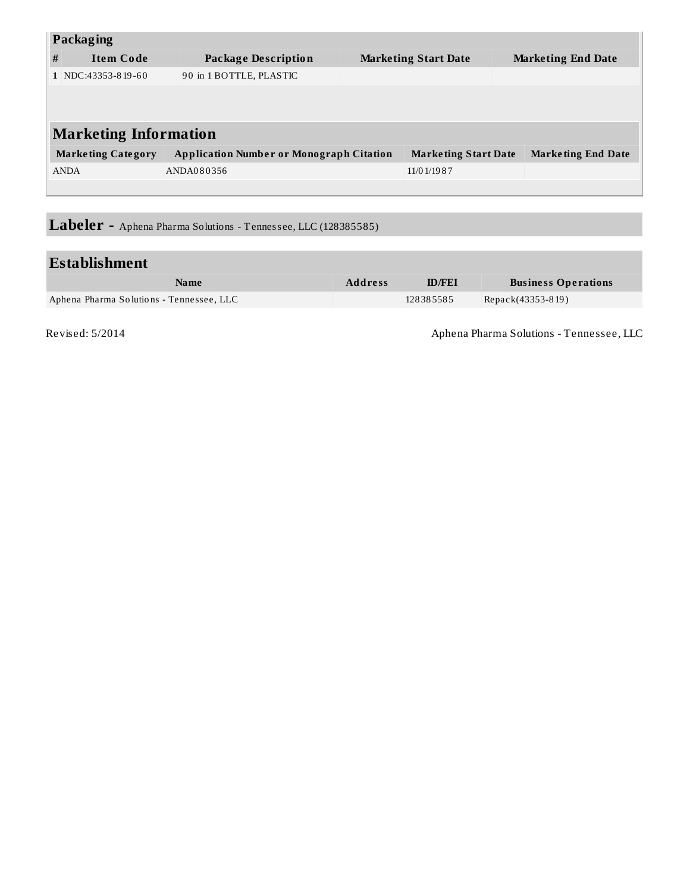### Packaging

| # | Item Code | Package Description | Marketing Start Date | Marketing End Date |
|---|---|---|---|---|
| 1 | NDC:43353-819-60 | 90 in 1 BOTTLE, PLASTIC | | |

### Marketing Information

| Marketing Category | Application Number or Monograph Citation | Marketing Start Date | Marketing End Date |
|---|---|---|---|
| ANDA | ANDA080356 | 11/01/1987 | |

## Labeler - Aphena Pharma Solutions - Tennessee, LLC (128385585)

## Establishment

| Name | Address | ID/FEI | Business Operations |
|---|---|---|---|
| Aphena Pharma Solutions - Tennessee, LLC | | 128385585 | Repack(43353-819) |

Revised: 5/2014

Aphena Pharma Solutions - Tennessee, LLC